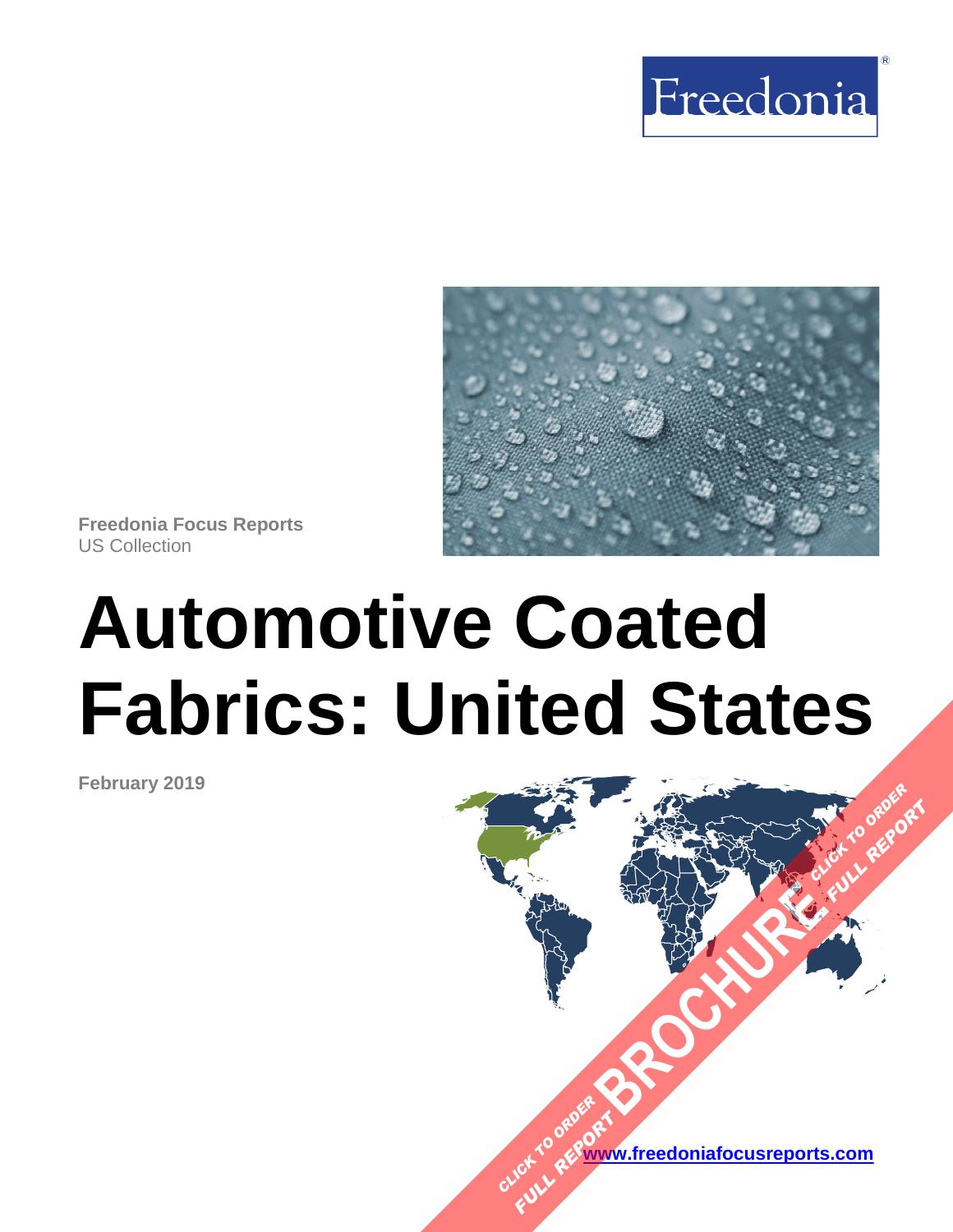Freedonia

**Freedonia Focus Reports**
US Collection

# Automotive Coated Fabrics: United States

**February 2019**

CLICK TO ORDER FULL REPORT BROCHURE

[www.freedoniafocusreports.com](http://www.freedoniafocusreports.com)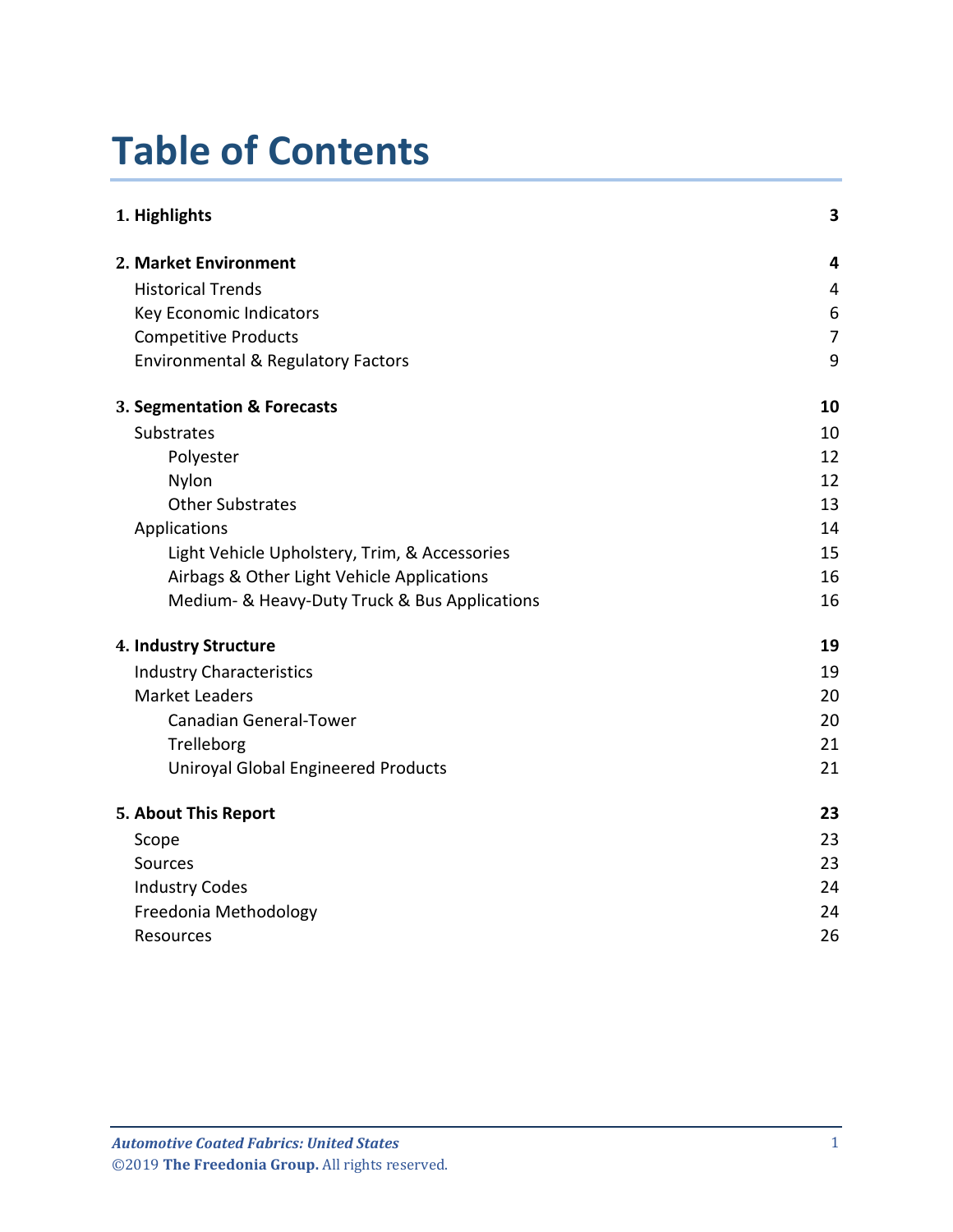# Table of Contents

| | |
|---|---|
| **1. Highlights** | **3** |
| **2. Market Environment** | **4** |
| Historical Trends | 4 |
| Key Economic Indicators | 6 |
| Competitive Products | 7 |
| Environmental & Regulatory Factors | 9 |
| **3. Segmentation & Forecasts** | **10** |
| Substrates | 10 |
| Polyester | 12 |
| Nylon | 12 |
| Other Substrates | 13 |
| Applications | 14 |
| Light Vehicle Upholstery, Trim, & Accessories | 15 |
| Airbags & Other Light Vehicle Applications | 16 |
| Medium- & Heavy-Duty Truck & Bus Applications | 16 |
| **4. Industry Structure** | **19** |
| Industry Characteristics | 19 |
| Market Leaders | 20 |
| Canadian General-Tower | 20 |
| Trelleborg | 21 |
| Uniroyal Global Engineered Products | 21 |
| **5. About This Report** | **23** |
| Scope | 23 |
| Sources | 23 |
| Industry Codes | 24 |
| Freedonia Methodology | 24 |
| Resources | 26 |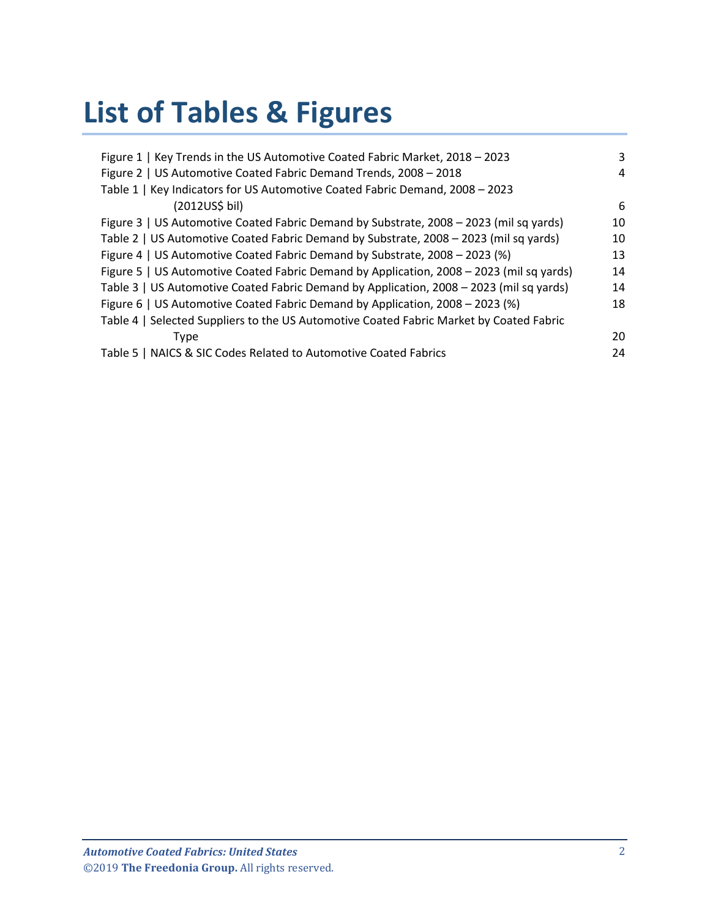# List of Tables & Figures

Figure 1 | Key Trends in the US Automotive Coated Fabric Market, 2018 – 2023 3
Figure 2 | US Automotive Coated Fabric Demand Trends, 2008 – 2018 4
Table 1 | Key Indicators for US Automotive Coated Fabric Demand, 2008 – 2023 (2012US$ bil) 6
Figure 3 | US Automotive Coated Fabric Demand by Substrate, 2008 – 2023 (mil sq yards) 10
Table 2 | US Automotive Coated Fabric Demand by Substrate, 2008 – 2023 (mil sq yards) 10
Figure 4 | US Automotive Coated Fabric Demand by Substrate, 2008 – 2023 (%) 13
Figure 5 | US Automotive Coated Fabric Demand by Application, 2008 – 2023 (mil sq yards) 14
Table 3 | US Automotive Coated Fabric Demand by Application, 2008 – 2023 (mil sq yards) 14
Figure 6 | US Automotive Coated Fabric Demand by Application, 2008 – 2023 (%) 18
Table 4 | Selected Suppliers to the US Automotive Coated Fabric Market by Coated Fabric Type 20
Table 5 | NAICS & SIC Codes Related to Automotive Coated Fabrics 24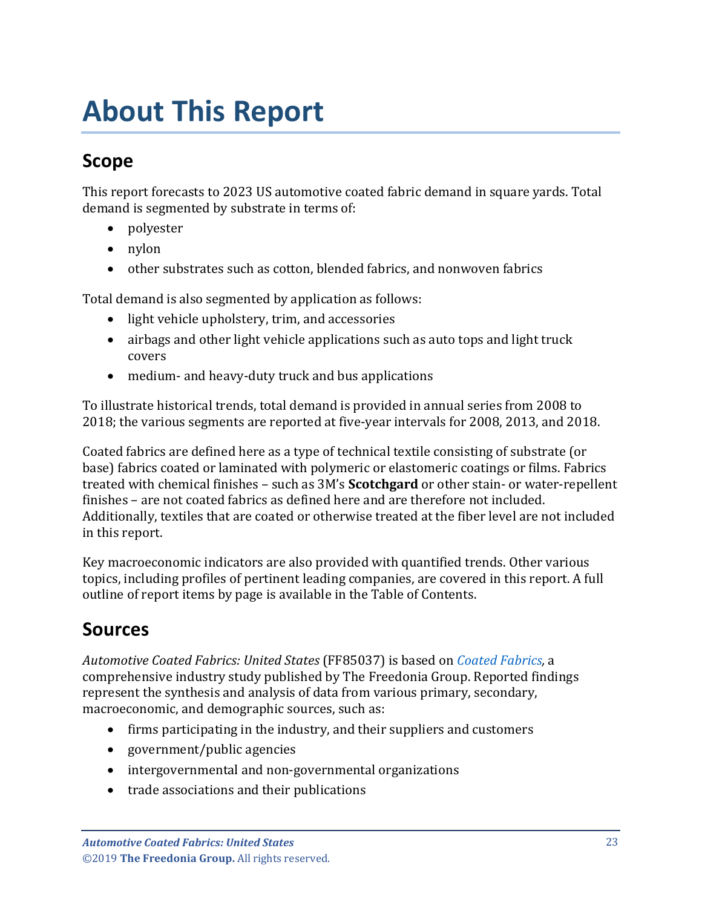# About This Report

## Scope

This report forecasts to 2023 US automotive coated fabric demand in square yards. Total demand is segmented by substrate in terms of:

- polyester
- nylon
- other substrates such as cotton, blended fabrics, and nonwoven fabrics

Total demand is also segmented by application as follows:

- light vehicle upholstery, trim, and accessories
- airbags and other light vehicle applications such as auto tops and light truck covers
- medium- and heavy-duty truck and bus applications

To illustrate historical trends, total demand is provided in annual series from 2008 to 2018; the various segments are reported at five-year intervals for 2008, 2013, and 2018.

Coated fabrics are defined here as a type of technical textile consisting of substrate (or base) fabrics coated or laminated with polymeric or elastomeric coatings or films. Fabrics treated with chemical finishes – such as 3M's **Scotchgard** or other stain- or water-repellent finishes – are not coated fabrics as defined here and are therefore not included. Additionally, textiles that are coated or otherwise treated at the fiber level are not included in this report.

Key macroeconomic indicators are also provided with quantified trends. Other various topics, including profiles of pertinent leading companies, are covered in this report. A full outline of report items by page is available in the Table of Contents.

## Sources

*Automotive Coated Fabrics: United States* (FF85037) is based on *Coated Fabrics,* a comprehensive industry study published by The Freedonia Group. Reported findings represent the synthesis and analysis of data from various primary, secondary, macroeconomic, and demographic sources, such as:

- firms participating in the industry, and their suppliers and customers
- government/public agencies
- intergovernmental and non-governmental organizations
- trade associations and their publications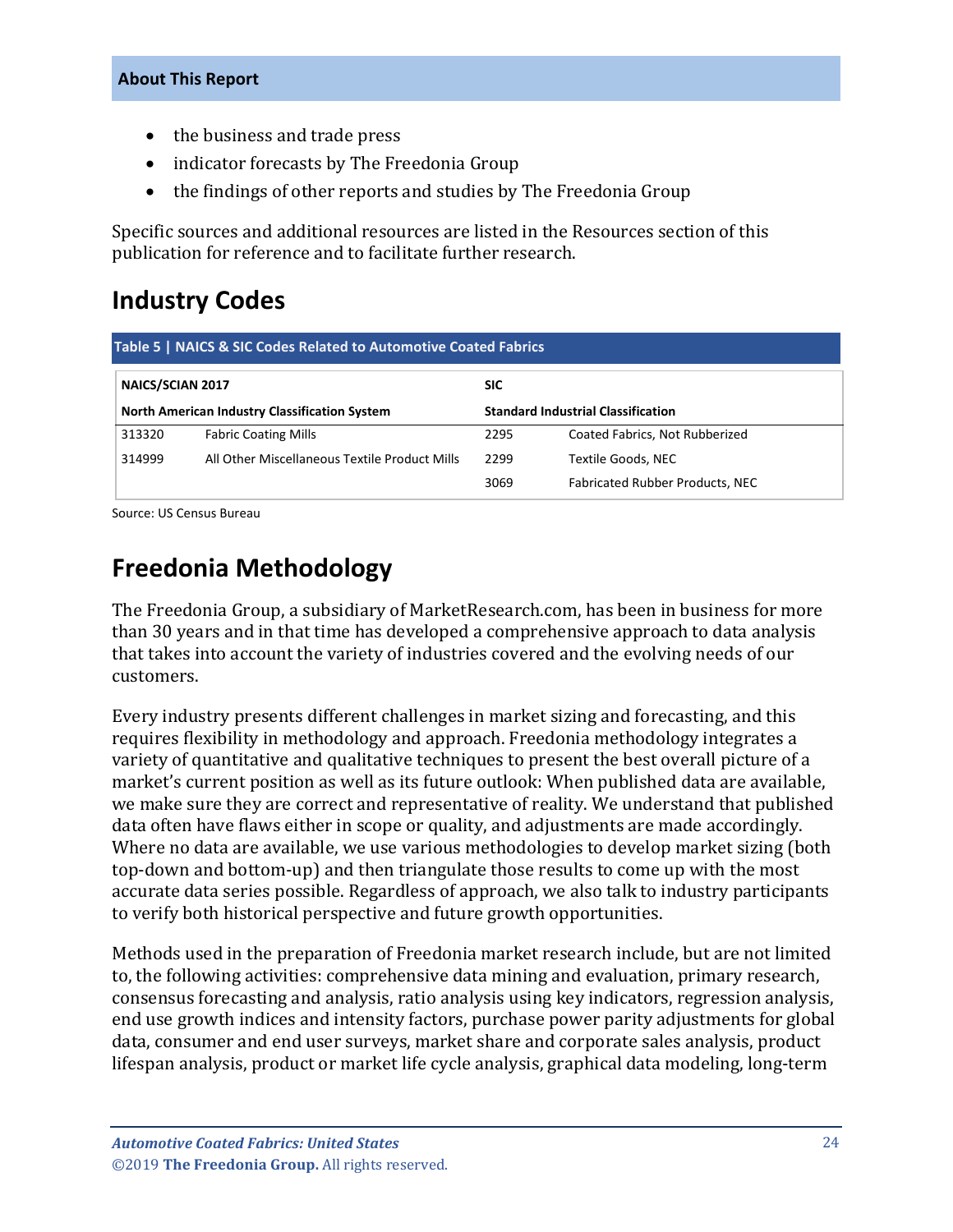- the business and trade press
- indicator forecasts by The Freedonia Group
- the findings of other reports and studies by The Freedonia Group

Specific sources and additional resources are listed in the Resources section of this publication for reference and to facilitate further research.

## Industry Codes

**Table 5 | NAICS & SIC Codes Related to Automotive Coated Fabrics**

| NAICS/SCIAN 2017 | | SIC | |
|---|---|---|---|
| **North American Industry Classification System** | | **Standard Industrial Classification** | |
| 313320 | Fabric Coating Mills | 2295 | Coated Fabrics, Not Rubberized |
| 314999 | All Other Miscellaneous Textile Product Mills | 2299 | Textile Goods, NEC |
| | | 3069 | Fabricated Rubber Products, NEC |

Source: US Census Bureau

## Freedonia Methodology

The Freedonia Group, a subsidiary of MarketResearch.com, has been in business for more than 30 years and in that time has developed a comprehensive approach to data analysis that takes into account the variety of industries covered and the evolving needs of our customers.

Every industry presents different challenges in market sizing and forecasting, and this requires flexibility in methodology and approach. Freedonia methodology integrates a variety of quantitative and qualitative techniques to present the best overall picture of a market's current position as well as its future outlook: When published data are available, we make sure they are correct and representative of reality. We understand that published data often have flaws either in scope or quality, and adjustments are made accordingly. Where no data are available, we use various methodologies to develop market sizing (both top-down and bottom-up) and then triangulate those results to come up with the most accurate data series possible. Regardless of approach, we also talk to industry participants to verify both historical perspective and future growth opportunities.

Methods used in the preparation of Freedonia market research include, but are not limited to, the following activities: comprehensive data mining and evaluation, primary research, consensus forecasting and analysis, ratio analysis using key indicators, regression analysis, end use growth indices and intensity factors, purchase power parity adjustments for global data, consumer and end user surveys, market share and corporate sales analysis, product lifespan analysis, product or market life cycle analysis, graphical data modeling, long-term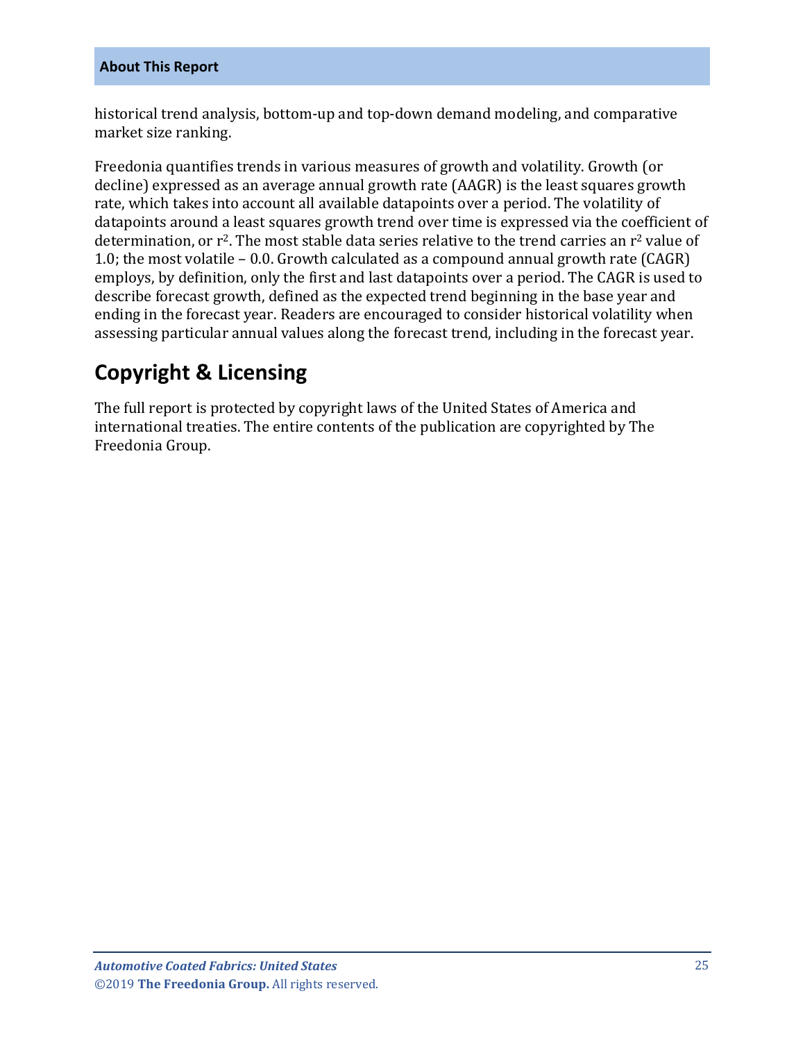historical trend analysis, bottom-up and top-down demand modeling, and comparative market size ranking.

Freedonia quantifies trends in various measures of growth and volatility. Growth (or decline) expressed as an average annual growth rate (AAGR) is the least squares growth rate, which takes into account all available datapoints over a period. The volatility of datapoints around a least squares growth trend over time is expressed via the coefficient of determination, or $r^2$. The most stable data series relative to the trend carries an $r^2$ value of 1.0; the most volatile – 0.0. Growth calculated as a compound annual growth rate (CAGR) employs, by definition, only the first and last datapoints over a period. The CAGR is used to describe forecast growth, defined as the expected trend beginning in the base year and ending in the forecast year. Readers are encouraged to consider historical volatility when assessing particular annual values along the forecast trend, including in the forecast year.

## Copyright & Licensing

The full report is protected by copyright laws of the United States of America and international treaties. The entire contents of the publication are copyrighted by The Freedonia Group.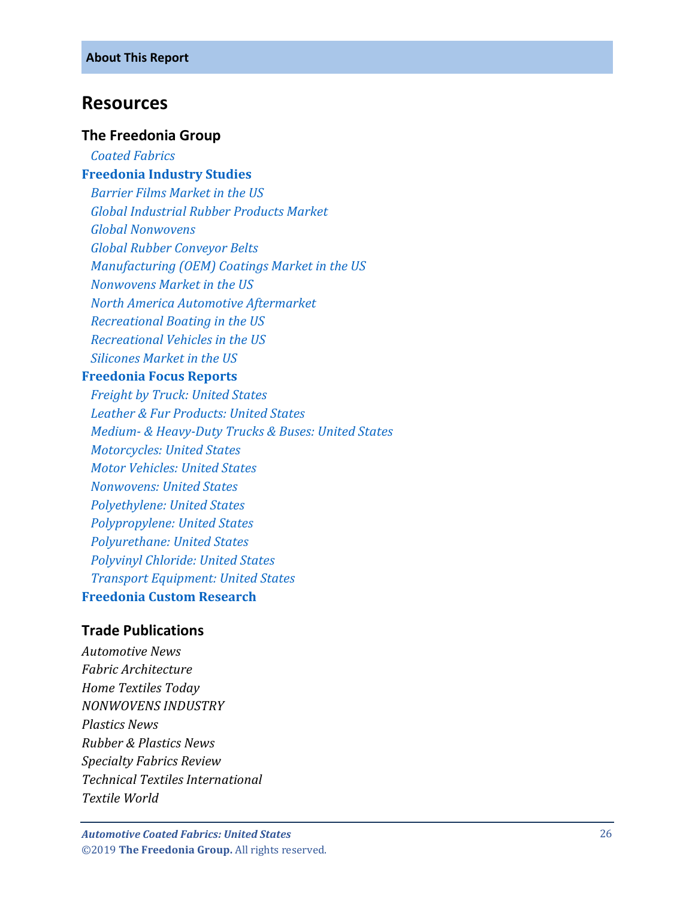## Resources

### The Freedonia Group

*Coated Fabrics*

**Freedonia Industry Studies**

*Barrier Films Market in the US*
*Global Industrial Rubber Products Market*
*Global Nonwovens*
*Global Rubber Conveyor Belts*
*Manufacturing (OEM) Coatings Market in the US*
*Nonwovens Market in the US*
*North America Automotive Aftermarket*
*Recreational Boating in the US*
*Recreational Vehicles in the US*
*Silicones Market in the US*

**Freedonia Focus Reports**

*Freight by Truck: United States*
*Leather & Fur Products: United States*
*Medium- & Heavy-Duty Trucks & Buses: United States*
*Motorcycles: United States*
*Motor Vehicles: United States*
*Nonwovens: United States*
*Polyethylene: United States*
*Polypropylene: United States*
*Polyurethane: United States*
*Polyvinyl Chloride: United States*
*Transport Equipment: United States*

**Freedonia Custom Research**

### Trade Publications

*Automotive News*
*Fabric Architecture*
*Home Textiles Today*
*NONWOVENS INDUSTRY*
*Plastics News*
*Rubber & Plastics News*
*Specialty Fabrics Review*
*Technical Textiles International*
*Textile World*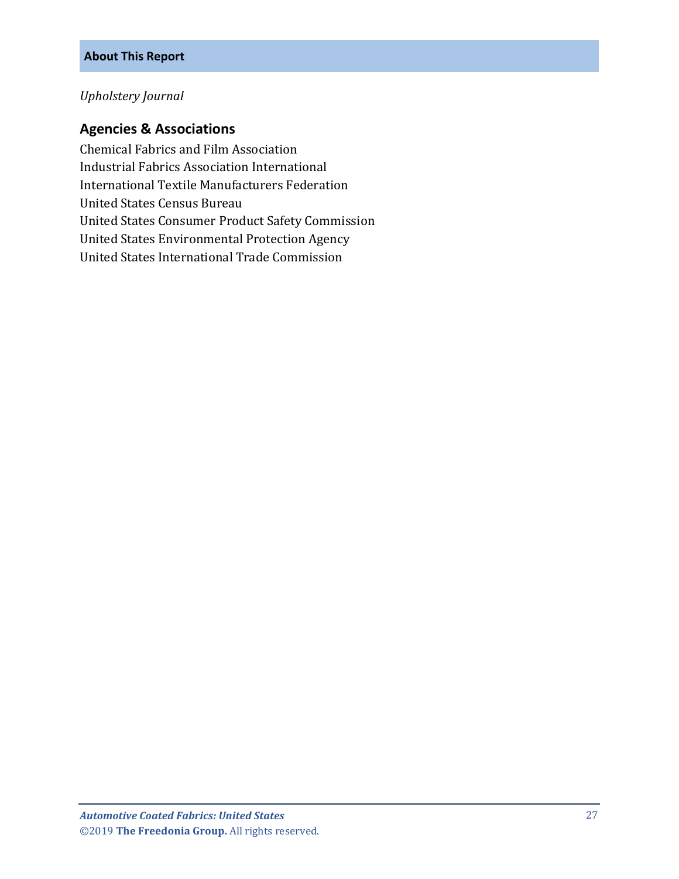*Upholstery Journal*

## Agencies & Associations

Chemical Fabrics and Film Association
Industrial Fabrics Association International
International Textile Manufacturers Federation
United States Census Bureau
United States Consumer Product Safety Commission
United States Environmental Protection Agency
United States International Trade Commission